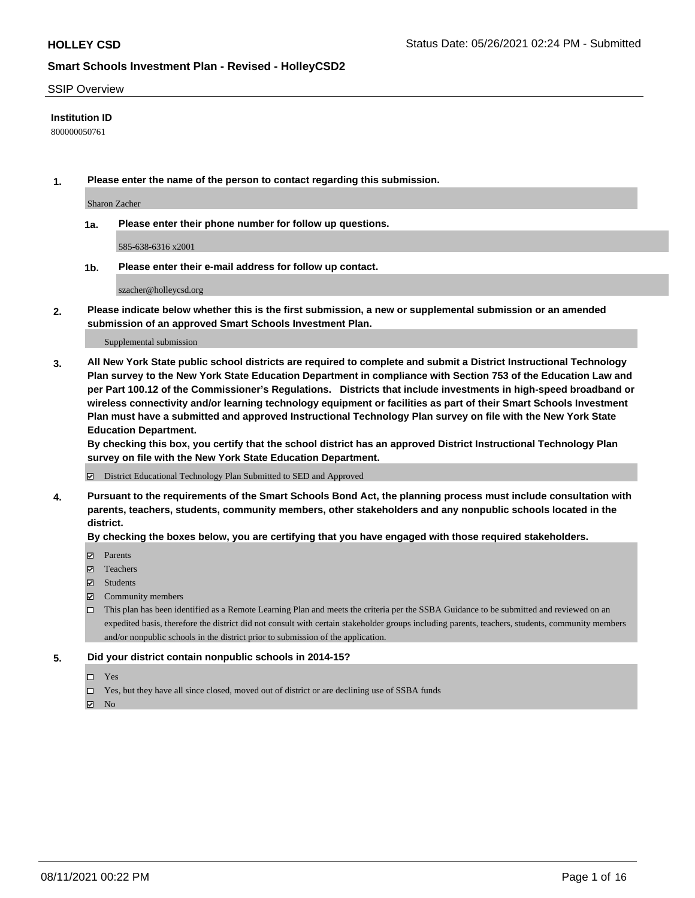## SSIP Overview

**Institution ID**

800000050761

**1. Please enter the name of the person to contact regarding this submission.**

Sharon Zacher

**1a. Please enter their phone number for follow up questions.**

585-638-6316 x2001

**1b. Please enter their e-mail address for follow up contact.**

szacher@holleycsd.org

**2. Please indicate below whether this is the first submission, a new or supplemental submission or an amended submission of an approved Smart Schools Investment Plan.**

Supplemental submission

**3. All New York State public school districts are required to complete and submit a District Instructional Technology Plan survey to the New York State Education Department in compliance with Section 753 of the Education Law and per Part 100.12 of the Commissioner's Regulations. Districts that include investments in high-speed broadband or wireless connectivity and/or learning technology equipment or facilities as part of their Smart Schools Investment Plan must have a submitted and approved Instructional Technology Plan survey on file with the New York State Education Department.**

**By checking this box, you certify that the school district has an approved District Instructional Technology Plan survey on file with the New York State Education Department.**

- [x] District Educational Technology Plan Submitted to SED and Approved

**4. Pursuant to the requirements of the Smart Schools Bond Act, the planning process must include consultation with parents, teachers, students, community members, other stakeholders and any nonpublic schools located in the district.**

**By checking the boxes below, you are certifying that you have engaged with those required stakeholders.**

- [x] Parents
- [x] Teachers
- [x] Students
- [x] Community members
- [ ] This plan has been identified as a Remote Learning Plan and meets the criteria per the SSBA Guidance to be submitted and reviewed on an expedited basis, therefore the district did not consult with certain stakeholder groups including parents, teachers, students, community members and/or nonpublic schools in the district prior to submission of the application.

**5. Did your district contain nonpublic schools in 2014-15?**

- [ ] Yes
- [ ] Yes, but they have all since closed, moved out of district or are declining use of SSBA funds
- [x] No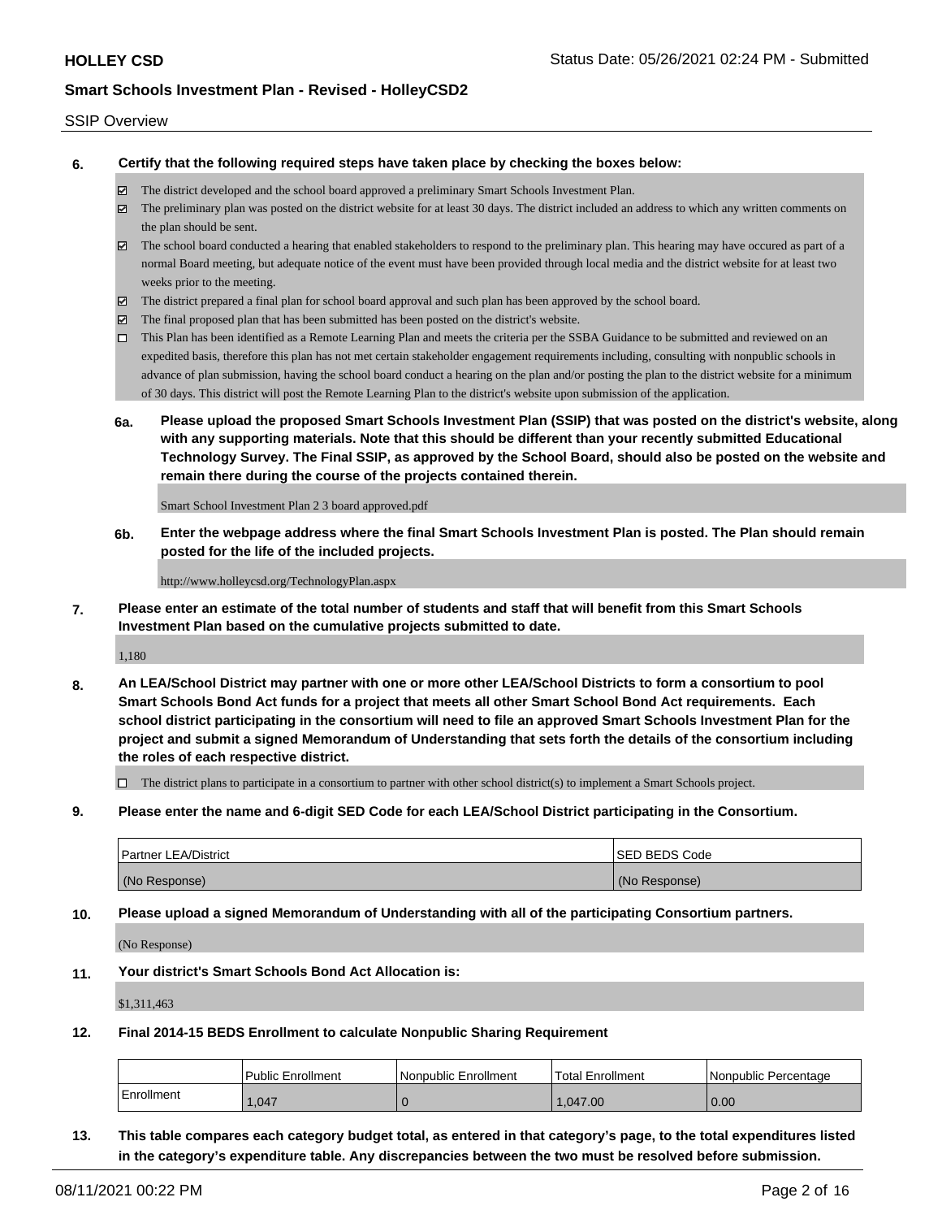SSIP Overview

**6. Certify that the following required steps have taken place by checking the boxes below:**

- ☑ The district developed and the school board approved a preliminary Smart Schools Investment Plan.
- ☑ The preliminary plan was posted on the district website for at least 30 days. The district included an address to which any written comments on the plan should be sent.
- ☑ The school board conducted a hearing that enabled stakeholders to respond to the preliminary plan. This hearing may have occured as part of a normal Board meeting, but adequate notice of the event must have been provided through local media and the district website for at least two weeks prior to the meeting.
- ☑ The district prepared a final plan for school board approval and such plan has been approved by the school board.
- ☑ The final proposed plan that has been submitted has been posted on the district's website.
- ☐ This Plan has been identified as a Remote Learning Plan and meets the criteria per the SSBA Guidance to be submitted and reviewed on an expedited basis, therefore this plan has not met certain stakeholder engagement requirements including, consulting with nonpublic schools in advance of plan submission, having the school board conduct a hearing on the plan and/or posting the plan to the district website for a minimum of 30 days. This district will post the Remote Learning Plan to the district's website upon submission of the application.

**6a. Please upload the proposed Smart Schools Investment Plan (SSIP) that was posted on the district's website, along with any supporting materials. Note that this should be different than your recently submitted Educational Technology Survey. The Final SSIP, as approved by the School Board, should also be posted on the website and remain there during the course of the projects contained therein.**

Smart School Investment Plan 2 3 board approved.pdf

**6b. Enter the webpage address where the final Smart Schools Investment Plan is posted. The Plan should remain posted for the life of the included projects.**

http://www.holleycsd.org/TechnologyPlan.aspx

**7. Please enter an estimate of the total number of students and staff that will benefit from this Smart Schools Investment Plan based on the cumulative projects submitted to date.**

1,180

**8. An LEA/School District may partner with one or more other LEA/School Districts to form a consortium to pool Smart Schools Bond Act funds for a project that meets all other Smart School Bond Act requirements. Each school district participating in the consortium will need to file an approved Smart Schools Investment Plan for the project and submit a signed Memorandum of Understanding that sets forth the details of the consortium including the roles of each respective district.**

- ☐ The district plans to participate in a consortium to partner with other school district(s) to implement a Smart Schools project.

**9. Please enter the name and 6-digit SED Code for each LEA/School District participating in the Consortium.**

| Partner LEA/District | SED BEDS Code |
|---|---|
| (No Response) | (No Response) |

**10. Please upload a signed Memorandum of Understanding with all of the participating Consortium partners.**

(No Response)

**11. Your district's Smart Schools Bond Act Allocation is:**

$1,311,463

**12. Final 2014-15 BEDS Enrollment to calculate Nonpublic Sharing Requirement**

| | Public Enrollment | Nonpublic Enrollment | Total Enrollment | Nonpublic Percentage |
|---|---|---|---|---|
| Enrollment | 1,047 | 0 | 1,047.00 | 0.00 |

**13. This table compares each category budget total, as entered in that category's page, to the total expenditures listed in the category's expenditure table. Any discrepancies between the two must be resolved before submission.**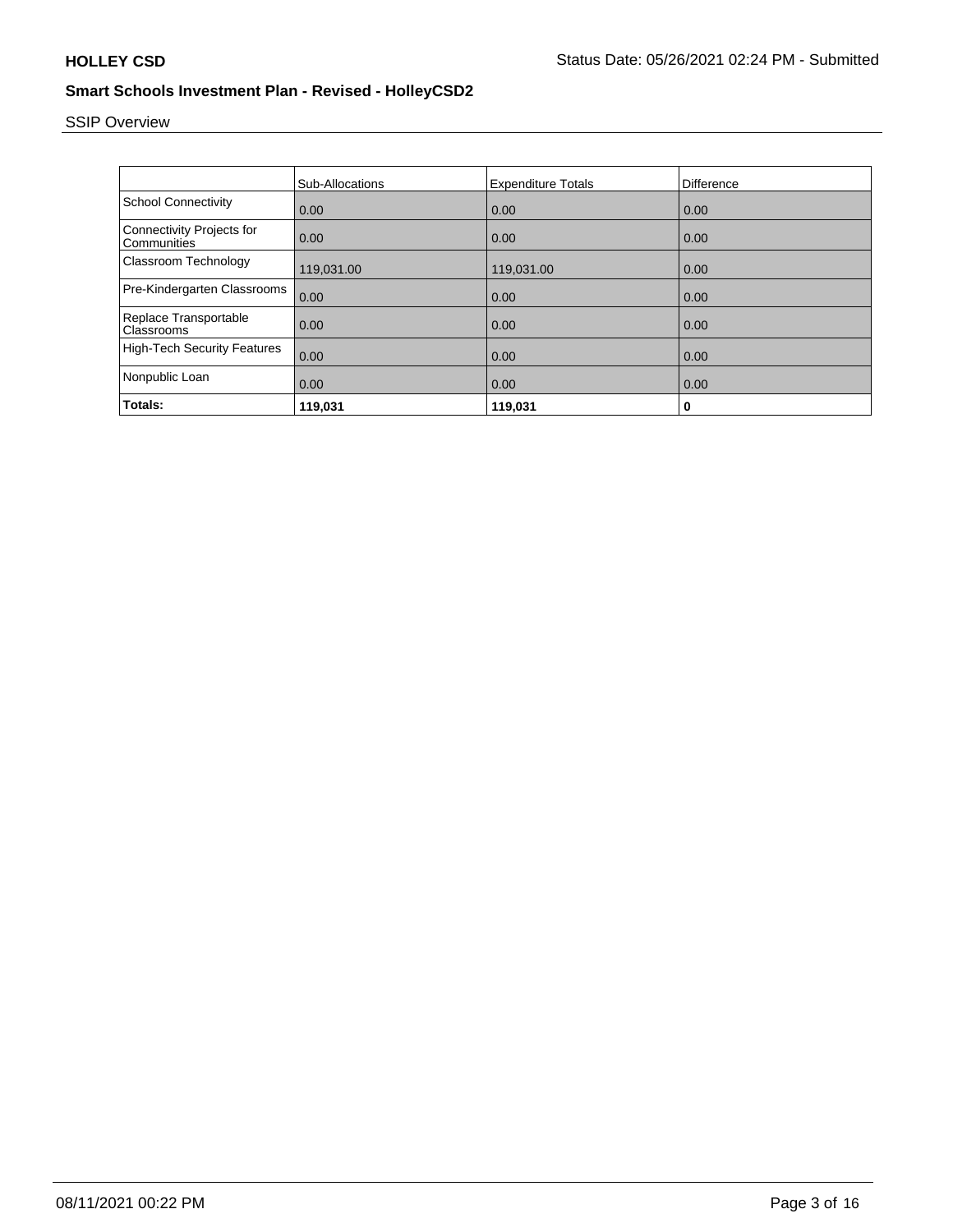## SSIP Overview

| | Sub-Allocations | Expenditure Totals | Difference |
|---|---|---|---|
| School Connectivity | 0.00 | 0.00 | 0.00 |
| Connectivity Projects for Communities | 0.00 | 0.00 | 0.00 |
| Classroom Technology | 119,031.00 | 119,031.00 | 0.00 |
| Pre-Kindergarten Classrooms | 0.00 | 0.00 | 0.00 |
| Replace Transportable Classrooms | 0.00 | 0.00 | 0.00 |
| High-Tech Security Features | 0.00 | 0.00 | 0.00 |
| Nonpublic Loan | 0.00 | 0.00 | 0.00 |
| **Totals:** | **119,031** | **119,031** | **0** |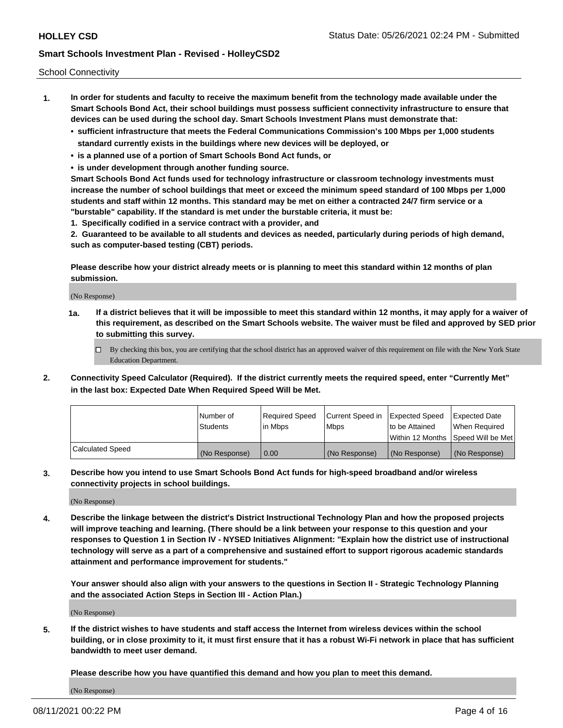School Connectivity

1. **In order for students and faculty to receive the maximum benefit from the technology made available under the Smart Schools Bond Act, their school buildings must possess sufficient connectivity infrastructure to ensure that devices can be used during the school day. Smart Schools Investment Plans must demonstrate that:**
   - **sufficient infrastructure that meets the Federal Communications Commission's 100 Mbps per 1,000 students standard currently exists in the buildings where new devices will be deployed, or**
   - **is a planned use of a portion of Smart Schools Bond Act funds, or**
   - **is under development through another funding source.**

   **Smart Schools Bond Act funds used for technology infrastructure or classroom technology investments must increase the number of school buildings that meet or exceed the minimum speed standard of 100 Mbps per 1,000 students and staff within 12 months. This standard may be met on either a contracted 24/7 firm service or a "burstable" capability. If the standard is met under the burstable criteria, it must be:**

   **1. Specifically codified in a service contract with a provider, and**

   **2. Guaranteed to be available to all students and devices as needed, particularly during periods of high demand, such as computer-based testing (CBT) periods.**

   **Please describe how your district already meets or is planning to meet this standard within 12 months of plan submission.**

   (No Response)

   **1a. If a district believes that it will be impossible to meet this standard within 12 months, it may apply for a waiver of this requirement, as described on the Smart Schools website. The waiver must be filed and approved by SED prior to submitting this survey.**

   ☐ By checking this box, you are certifying that the school district has an approved waiver of this requirement on file with the New York State Education Department.

2. **Connectivity Speed Calculator (Required). If the district currently meets the required speed, enter "Currently Met" in the last box: Expected Date When Required Speed Will be Met.**

| | Number of Students | Required Speed in Mbps | Current Speed in Mbps | Expected Speed to be Attained Within 12 Months | Expected Date When Required Speed Will be Met |
|---|---|---|---|---|---|
| Calculated Speed | (No Response) | 0.00 | (No Response) | (No Response) | (No Response) |

3. **Describe how you intend to use Smart Schools Bond Act funds for high-speed broadband and/or wireless connectivity projects in school buildings.**

   (No Response)

4. **Describe the linkage between the district's District Instructional Technology Plan and how the proposed projects will improve teaching and learning. (There should be a link between your response to this question and your responses to Question 1 in Section IV - NYSED Initiatives Alignment: "Explain how the district use of instructional technology will serve as a part of a comprehensive and sustained effort to support rigorous academic standards attainment and performance improvement for students."**

   **Your answer should also align with your answers to the questions in Section II - Strategic Technology Planning and the associated Action Steps in Section III - Action Plan.)**

   (No Response)

5. **If the district wishes to have students and staff access the Internet from wireless devices within the school building, or in close proximity to it, it must first ensure that it has a robust Wi-Fi network in place that has sufficient bandwidth to meet user demand.**

   **Please describe how you have quantified this demand and how you plan to meet this demand.**

   (No Response)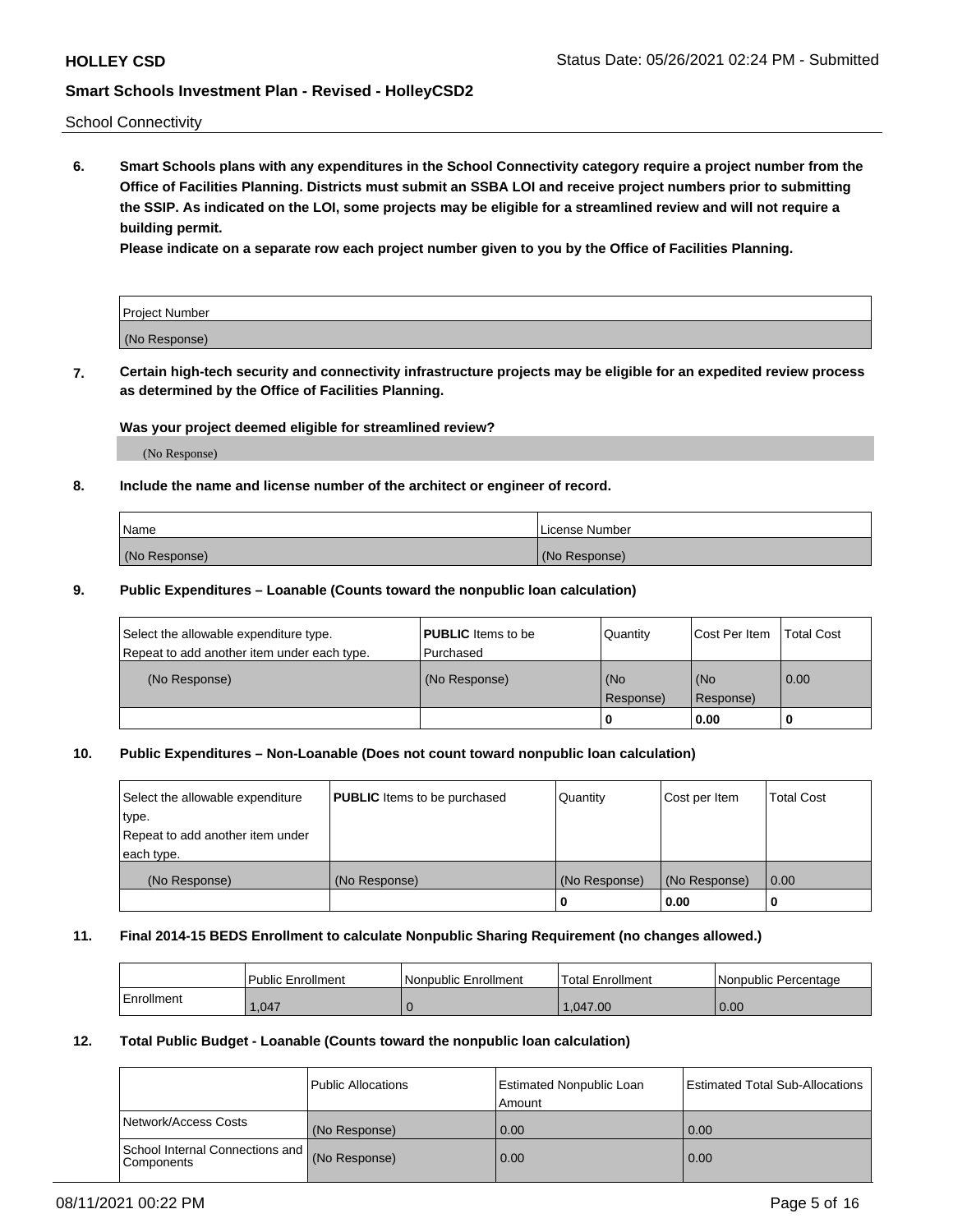School Connectivity

**6. Smart Schools plans with any expenditures in the School Connectivity category require a project number from the Office of Facilities Planning. Districts must submit an SSBA LOI and receive project numbers prior to submitting the SSIP. As indicated on the LOI, some projects may be eligible for a streamlined review and will not require a building permit.**

**Please indicate on a separate row each project number given to you by the Office of Facilities Planning.**

| Project Number |
|---|
| (No Response) |

**7. Certain high-tech security and connectivity infrastructure projects may be eligible for an expedited review process as determined by the Office of Facilities Planning.**

**Was your project deemed eligible for streamlined review?**

(No Response)

**8. Include the name and license number of the architect or engineer of record.**

| Name | License Number |
|---|---|
| (No Response) | (No Response) |

**9. Public Expenditures – Loanable (Counts toward the nonpublic loan calculation)**

| Select the allowable expenditure type. Repeat to add another item under each type. | **PUBLIC** Items to be Purchased | Quantity | Cost Per Item | Total Cost |
|---|---|---|---|---|
| (No Response) | (No Response) | (No Response) | (No Response) | 0.00 |
| | | 0 | 0.00 | 0 |

**10. Public Expenditures – Non-Loanable (Does not count toward nonpublic loan calculation)**

| Select the allowable expenditure type. Repeat to add another item under each type. | **PUBLIC** Items to be purchased | Quantity | Cost per Item | Total Cost |
|---|---|---|---|---|
| (No Response) | (No Response) | (No Response) | (No Response) | 0.00 |
| | | 0 | 0.00 | 0 |

**11. Final 2014-15 BEDS Enrollment to calculate Nonpublic Sharing Requirement (no changes allowed.)**

| | Public Enrollment | Nonpublic Enrollment | Total Enrollment | Nonpublic Percentage |
|---|---|---|---|---|
| Enrollment | 1,047 | 0 | 1,047.00 | 0.00 |

**12. Total Public Budget - Loanable (Counts toward the nonpublic loan calculation)**

| | Public Allocations | Estimated Nonpublic Loan Amount | Estimated Total Sub-Allocations |
|---|---|---|---|
| Network/Access Costs | (No Response) | 0.00 | 0.00 |
| School Internal Connections and Components | (No Response) | 0.00 | 0.00 |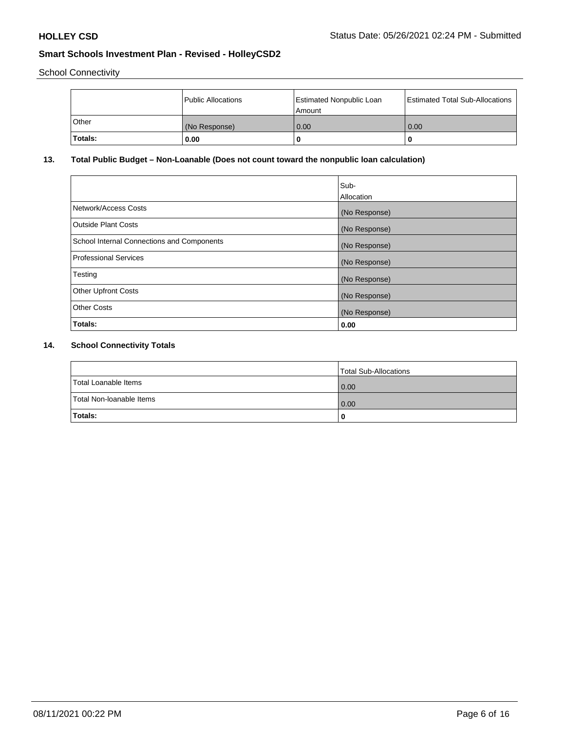School Connectivity

| | Public Allocations | Estimated Nonpublic Loan Amount | Estimated Total Sub-Allocations |
|---|---|---|---|
| Other | (No Response) | 0.00 | 0.00 |
| **Totals:** | **0.00** | **0** | **0** |

## 13. Total Public Budget – Non-Loanable (Does not count toward the nonpublic loan calculation)

| | Sub-Allocation |
|---|---|
| Network/Access Costs | (No Response) |
| Outside Plant Costs | (No Response) |
| School Internal Connections and Components | (No Response) |
| Professional Services | (No Response) |
| Testing | (No Response) |
| Other Upfront Costs | (No Response) |
| Other Costs | (No Response) |
| **Totals:** | **0.00** |

## 14. School Connectivity Totals

| | Total Sub-Allocations |
|---|---|
| Total Loanable Items | 0.00 |
| Total Non-loanable Items | 0.00 |
| **Totals:** | **0** |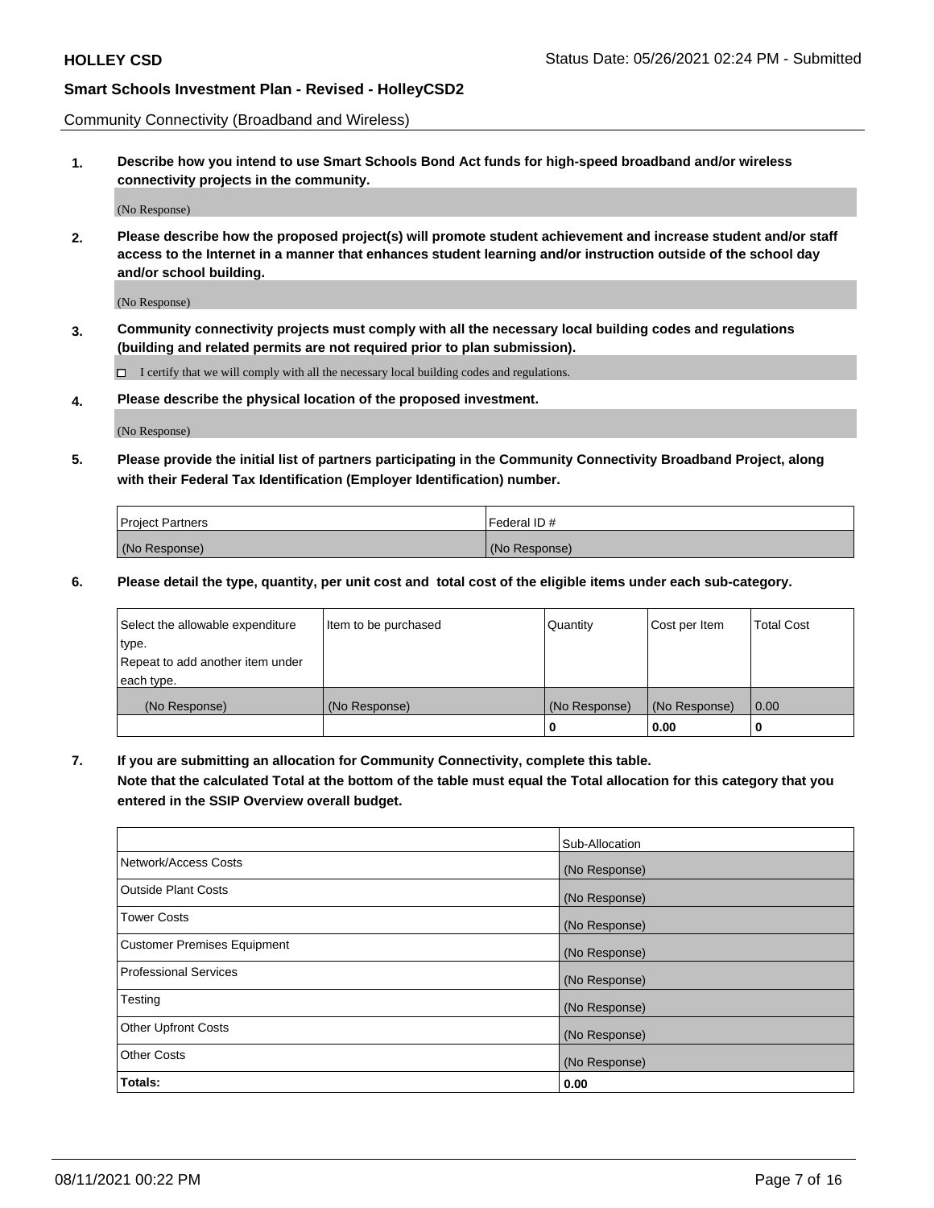Community Connectivity (Broadband and Wireless)

**1. Describe how you intend to use Smart Schools Bond Act funds for high-speed broadband and/or wireless connectivity projects in the community.**

(No Response)

**2. Please describe how the proposed project(s) will promote student achievement and increase student and/or staff access to the Internet in a manner that enhances student learning and/or instruction outside of the school day and/or school building.**

(No Response)

**3. Community connectivity projects must comply with all the necessary local building codes and regulations (building and related permits are not required prior to plan submission).**

☐ I certify that we will comply with all the necessary local building codes and regulations.

**4. Please describe the physical location of the proposed investment.**

(No Response)

**5. Please provide the initial list of partners participating in the Community Connectivity Broadband Project, along with their Federal Tax Identification (Employer Identification) number.**

| Project Partners | Federal ID # |
| --- | --- |
| (No Response) | (No Response) |

**6. Please detail the type, quantity, per unit cost and total cost of the eligible items under each sub-category.**

| Select the allowable expenditure type. Repeat to add another item under each type. | Item to be purchased | Quantity | Cost per Item | Total Cost |
| --- | --- | --- | --- | --- |
| (No Response) | (No Response) | (No Response) | (No Response) | 0.00 |
| | | 0 | 0.00 | 0 |

**7. If you are submitting an allocation for Community Connectivity, complete this table. Note that the calculated Total at the bottom of the table must equal the Total allocation for this category that you entered in the SSIP Overview overall budget.**

| | Sub-Allocation |
| --- | --- |
| Network/Access Costs | (No Response) |
| Outside Plant Costs | (No Response) |
| Tower Costs | (No Response) |
| Customer Premises Equipment | (No Response) |
| Professional Services | (No Response) |
| Testing | (No Response) |
| Other Upfront Costs | (No Response) |
| Other Costs | (No Response) |
| **Totals:** | **0.00** |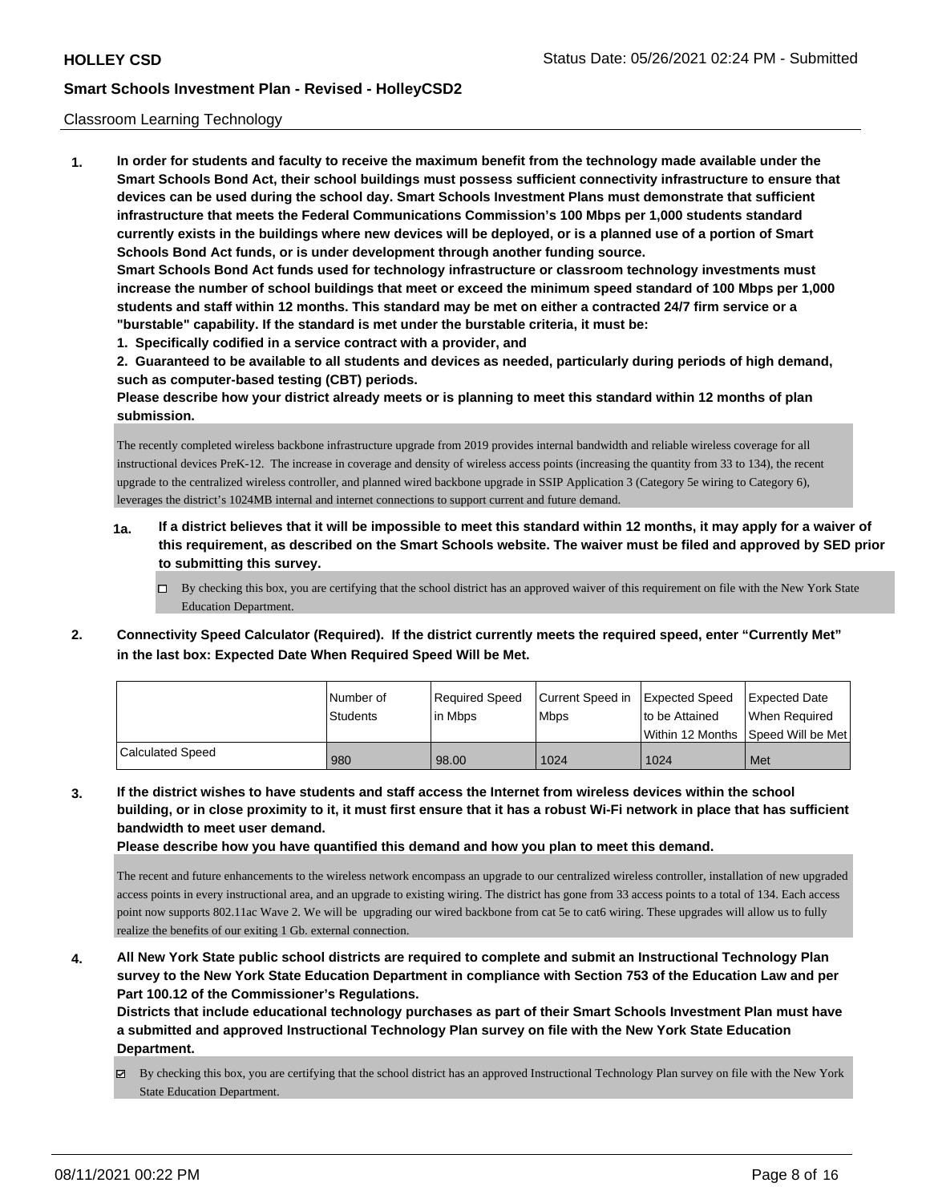## Classroom Learning Technology

**1. In order for students and faculty to receive the maximum benefit from the technology made available under the Smart Schools Bond Act, their school buildings must possess sufficient connectivity infrastructure to ensure that devices can be used during the school day. Smart Schools Investment Plans must demonstrate that sufficient infrastructure that meets the Federal Communications Commission's 100 Mbps per 1,000 students standard currently exists in the buildings where new devices will be deployed, or is a planned use of a portion of Smart Schools Bond Act funds, or is under development through another funding source.**

**Smart Schools Bond Act funds used for technology infrastructure or classroom technology investments must increase the number of school buildings that meet or exceed the minimum speed standard of 100 Mbps per 1,000 students and staff within 12 months. This standard may be met on either a contracted 24/7 firm service or a "burstable" capability. If the standard is met under the burstable criteria, it must be:**

**1. Specifically codified in a service contract with a provider, and**

**2. Guaranteed to be available to all students and devices as needed, particularly during periods of high demand, such as computer-based testing (CBT) periods.**

**Please describe how your district already meets or is planning to meet this standard within 12 months of plan submission.**

The recently completed wireless backbone infrastructure upgrade from 2019 provides internal bandwidth and reliable wireless coverage for all instructional devices PreK-12. The increase in coverage and density of wireless access points (increasing the quantity from 33 to 134), the recent upgrade to the centralized wireless controller, and planned wired backbone upgrade in SSIP Application 3 (Category 5e wiring to Category 6), leverages the district's 1024MB internal and internet connections to support current and future demand.

**1a. If a district believes that it will be impossible to meet this standard within 12 months, it may apply for a waiver of this requirement, as described on the Smart Schools website. The waiver must be filed and approved by SED prior to submitting this survey.**

☐ By checking this box, you are certifying that the school district has an approved waiver of this requirement on file with the New York State Education Department.

**2. Connectivity Speed Calculator (Required). If the district currently meets the required speed, enter "Currently Met" in the last box: Expected Date When Required Speed Will be Met.**

| | Number of Students | Required Speed in Mbps | Current Speed in Mbps | Expected Speed to be Attained Within 12 Months | Expected Date When Required Speed Will be Met |
|---|---|---|---|---|---|
| Calculated Speed | 980 | 98.00 | 1024 | 1024 | Met |

**3. If the district wishes to have students and staff access the Internet from wireless devices within the school building, or in close proximity to it, it must first ensure that it has a robust Wi-Fi network in place that has sufficient bandwidth to meet user demand.**

**Please describe how you have quantified this demand and how you plan to meet this demand.**

The recent and future enhancements to the wireless network encompass an upgrade to our centralized wireless controller, installation of new upgraded access points in every instructional area, and an upgrade to existing wiring. The district has gone from 33 access points to a total of 134. Each access point now supports 802.11ac Wave 2. We will be upgrading our wired backbone from cat 5e to cat6 wiring. These upgrades will allow us to fully realize the benefits of our exiting 1 Gb. external connection.

**4. All New York State public school districts are required to complete and submit an Instructional Technology Plan survey to the New York State Education Department in compliance with Section 753 of the Education Law and per Part 100.12 of the Commissioner's Regulations.**

**Districts that include educational technology purchases as part of their Smart Schools Investment Plan must have a submitted and approved Instructional Technology Plan survey on file with the New York State Education Department.**

☑ By checking this box, you are certifying that the school district has an approved Instructional Technology Plan survey on file with the New York State Education Department.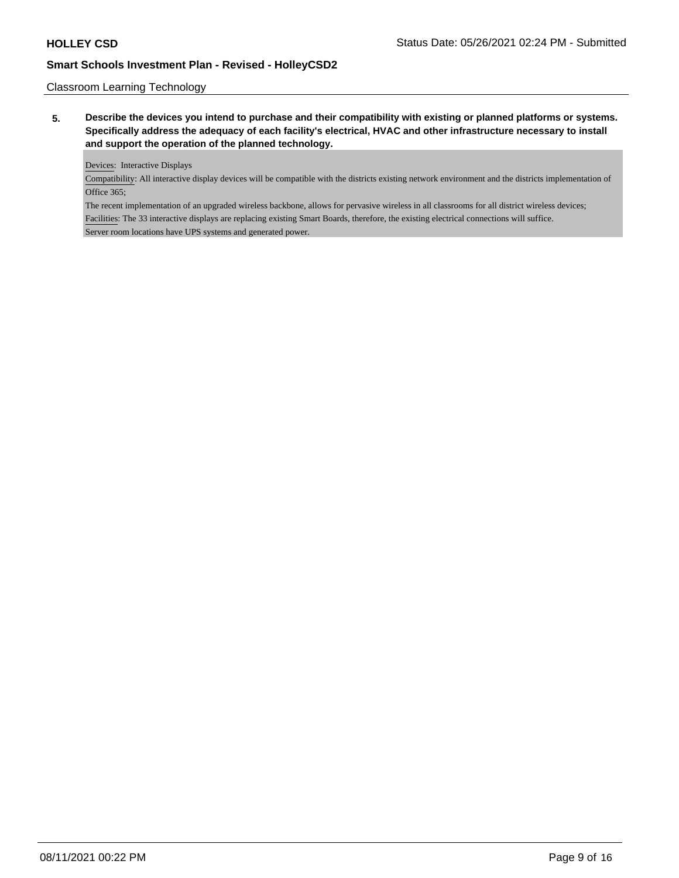Classroom Learning Technology

**5. Describe the devices you intend to purchase and their compatibility with existing or planned platforms or systems. Specifically address the adequacy of each facility's electrical, HVAC and other infrastructure necessary to install and support the operation of the planned technology.**

Devices: Interactive Displays

Compatibility: All interactive display devices will be compatible with the districts existing network environment and the districts implementation of Office 365;

The recent implementation of an upgraded wireless backbone, allows for pervasive wireless in all classrooms for all district wireless devices;

Facilities: The 33 interactive displays are replacing existing Smart Boards, therefore, the existing electrical connections will suffice.

Server room locations have UPS systems and generated power.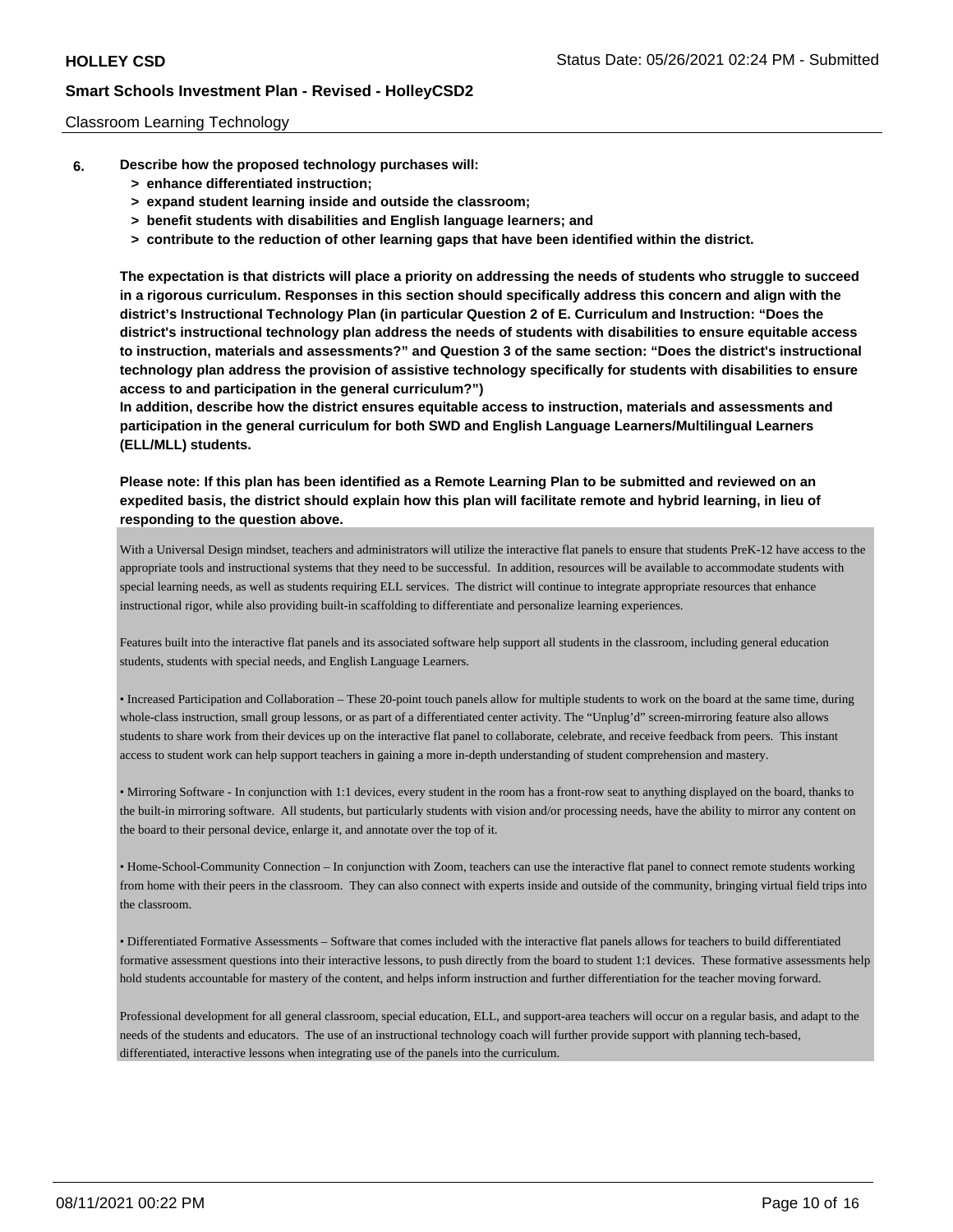Classroom Learning Technology

**6. Describe how the proposed technology purchases will:**

**> enhance differentiated instruction;**

**> expand student learning inside and outside the classroom;**

**> benefit students with disabilities and English language learners; and**

**> contribute to the reduction of other learning gaps that have been identified within the district.**

**The expectation is that districts will place a priority on addressing the needs of students who struggle to succeed in a rigorous curriculum. Responses in this section should specifically address this concern and align with the district's Instructional Technology Plan (in particular Question 2 of E. Curriculum and Instruction: "Does the district's instructional technology plan address the needs of students with disabilities to ensure equitable access to instruction, materials and assessments?" and Question 3 of the same section: "Does the district's instructional technology plan address the provision of assistive technology specifically for students with disabilities to ensure access to and participation in the general curriculum?")**

**In addition, describe how the district ensures equitable access to instruction, materials and assessments and participation in the general curriculum for both SWD and English Language Learners/Multilingual Learners (ELL/MLL) students.**

**Please note: If this plan has been identified as a Remote Learning Plan to be submitted and reviewed on an expedited basis, the district should explain how this plan will facilitate remote and hybrid learning, in lieu of responding to the question above.**

With a Universal Design mindset, teachers and administrators will utilize the interactive flat panels to ensure that students PreK-12 have access to the appropriate tools and instructional systems that they need to be successful. In addition, resources will be available to accommodate students with special learning needs, as well as students requiring ELL services. The district will continue to integrate appropriate resources that enhance instructional rigor, while also providing built-in scaffolding to differentiate and personalize learning experiences.

Features built into the interactive flat panels and its associated software help support all students in the classroom, including general education students, students with special needs, and English Language Learners.

• Increased Participation and Collaboration – These 20-point touch panels allow for multiple students to work on the board at the same time, during whole-class instruction, small group lessons, or as part of a differentiated center activity. The "Unplug'd" screen-mirroring feature also allows students to share work from their devices up on the interactive flat panel to collaborate, celebrate, and receive feedback from peers. This instant access to student work can help support teachers in gaining a more in-depth understanding of student comprehension and mastery.

• Mirroring Software - In conjunction with 1:1 devices, every student in the room has a front-row seat to anything displayed on the board, thanks to the built-in mirroring software. All students, but particularly students with vision and/or processing needs, have the ability to mirror any content on the board to their personal device, enlarge it, and annotate over the top of it.

• Home-School-Community Connection – In conjunction with Zoom, teachers can use the interactive flat panel to connect remote students working from home with their peers in the classroom. They can also connect with experts inside and outside of the community, bringing virtual field trips into the classroom.

• Differentiated Formative Assessments – Software that comes included with the interactive flat panels allows for teachers to build differentiated formative assessment questions into their interactive lessons, to push directly from the board to student 1:1 devices. These formative assessments help hold students accountable for mastery of the content, and helps inform instruction and further differentiation for the teacher moving forward.

Professional development for all general classroom, special education, ELL, and support-area teachers will occur on a regular basis, and adapt to the needs of the students and educators. The use of an instructional technology coach will further provide support with planning tech-based, differentiated, interactive lessons when integrating use of the panels into the curriculum.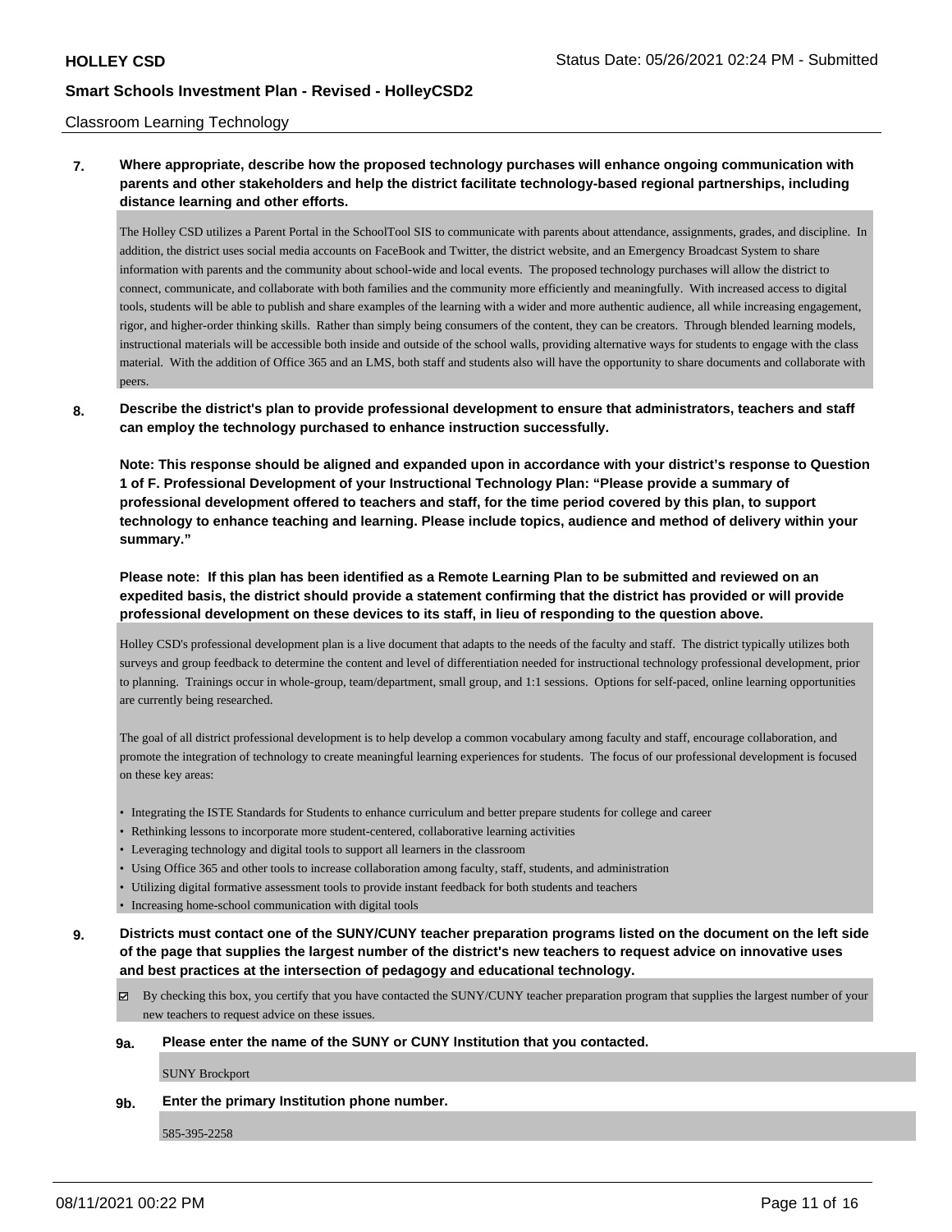Classroom Learning Technology

**7. Where appropriate, describe how the proposed technology purchases will enhance ongoing communication with parents and other stakeholders and help the district facilitate technology-based regional partnerships, including distance learning and other efforts.**

The Holley CSD utilizes a Parent Portal in the SchoolTool SIS to communicate with parents about attendance, assignments, grades, and discipline. In addition, the district uses social media accounts on FaceBook and Twitter, the district website, and an Emergency Broadcast System to share information with parents and the community about school-wide and local events. The proposed technology purchases will allow the district to connect, communicate, and collaborate with both families and the community more efficiently and meaningfully. With increased access to digital tools, students will be able to publish and share examples of the learning with a wider and more authentic audience, all while increasing engagement, rigor, and higher-order thinking skills. Rather than simply being consumers of the content, they can be creators. Through blended learning models, instructional materials will be accessible both inside and outside of the school walls, providing alternative ways for students to engage with the class material. With the addition of Office 365 and an LMS, both staff and students also will have the opportunity to share documents and collaborate with peers.

**8. Describe the district's plan to provide professional development to ensure that administrators, teachers and staff can employ the technology purchased to enhance instruction successfully.**

**Note: This response should be aligned and expanded upon in accordance with your district's response to Question 1 of F. Professional Development of your Instructional Technology Plan: "Please provide a summary of professional development offered to teachers and staff, for the time period covered by this plan, to support technology to enhance teaching and learning. Please include topics, audience and method of delivery within your summary."**

**Please note: If this plan has been identified as a Remote Learning Plan to be submitted and reviewed on an expedited basis, the district should provide a statement confirming that the district has provided or will provide professional development on these devices to its staff, in lieu of responding to the question above.**

Holley CSD's professional development plan is a live document that adapts to the needs of the faculty and staff. The district typically utilizes both surveys and group feedback to determine the content and level of differentiation needed for instructional technology professional development, prior to planning. Trainings occur in whole-group, team/department, small group, and 1:1 sessions. Options for self-paced, online learning opportunities are currently being researched.

The goal of all district professional development is to help develop a common vocabulary among faculty and staff, encourage collaboration, and promote the integration of technology to create meaningful learning experiences for students. The focus of our professional development is focused on these key areas:

- Integrating the ISTE Standards for Students to enhance curriculum and better prepare students for college and career
- Rethinking lessons to incorporate more student-centered, collaborative learning activities
- Leveraging technology and digital tools to support all learners in the classroom
- Using Office 365 and other tools to increase collaboration among faculty, staff, students, and administration
- Utilizing digital formative assessment tools to provide instant feedback for both students and teachers
- Increasing home-school communication with digital tools

**9. Districts must contact one of the SUNY/CUNY teacher preparation programs listed on the document on the left side of the page that supplies the largest number of the district's new teachers to request advice on innovative uses and best practices at the intersection of pedagogy and educational technology.**

☑ By checking this box, you certify that you have contacted the SUNY/CUNY teacher preparation program that supplies the largest number of your new teachers to request advice on these issues.

**9a. Please enter the name of the SUNY or CUNY Institution that you contacted.**

SUNY Brockport

**9b. Enter the primary Institution phone number.**

585-395-2258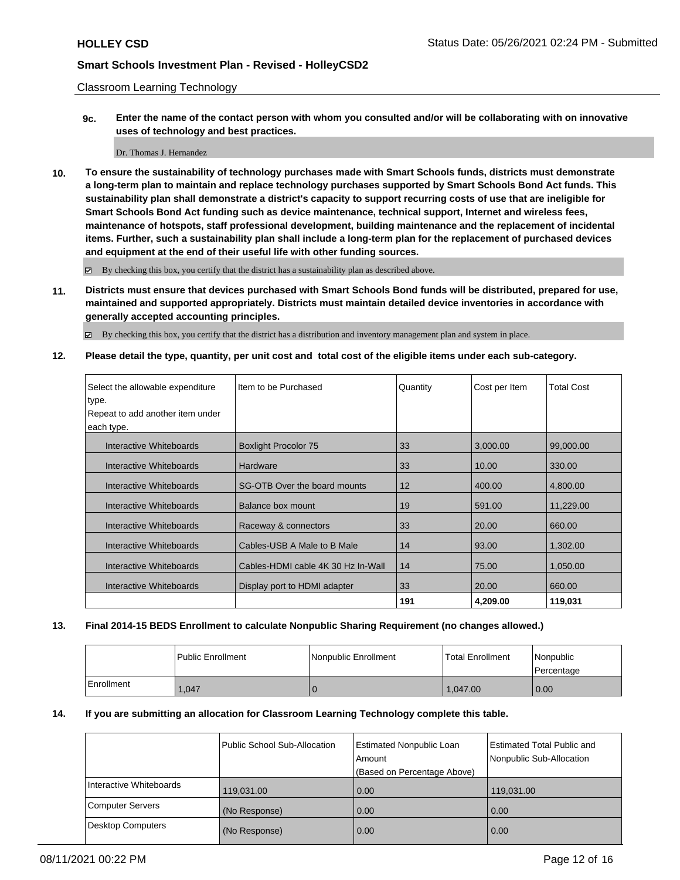Classroom Learning Technology

**9c. Enter the name of the contact person with whom you consulted and/or will be collaborating with on innovative uses of technology and best practices.**

Dr. Thomas J. Hernandez

**10. To ensure the sustainability of technology purchases made with Smart Schools funds, districts must demonstrate a long-term plan to maintain and replace technology purchases supported by Smart Schools Bond Act funds. This sustainability plan shall demonstrate a district's capacity to support recurring costs of use that are ineligible for Smart Schools Bond Act funding such as device maintenance, technical support, Internet and wireless fees, maintenance of hotspots, staff professional development, building maintenance and the replacement of incidental items. Further, such a sustainability plan shall include a long-term plan for the replacement of purchased devices and equipment at the end of their useful life with other funding sources.**

☑ By checking this box, you certify that the district has a sustainability plan as described above.

**11. Districts must ensure that devices purchased with Smart Schools Bond funds will be distributed, prepared for use, maintained and supported appropriately. Districts must maintain detailed device inventories in accordance with generally accepted accounting principles.**

☑ By checking this box, you certify that the district has a distribution and inventory management plan and system in place.

**12. Please detail the type, quantity, per unit cost and total cost of the eligible items under each sub-category.**

| Select the allowable expenditure type. Repeat to add another item under each type. | Item to be Purchased | Quantity | Cost per Item | Total Cost |
|---|---|---|---|---|
| Interactive Whiteboards | Boxlight Procolor 75 | 33 | 3,000.00 | 99,000.00 |
| Interactive Whiteboards | Hardware | 33 | 10.00 | 330.00 |
| Interactive Whiteboards | SG-OTB Over the board mounts | 12 | 400.00 | 4,800.00 |
| Interactive Whiteboards | Balance box mount | 19 | 591.00 | 11,229.00 |
| Interactive Whiteboards | Raceway & connectors | 33 | 20.00 | 660.00 |
| Interactive Whiteboards | Cables-USB A Male to B Male | 14 | 93.00 | 1,302.00 |
| Interactive Whiteboards | Cables-HDMI cable 4K 30 Hz In-Wall | 14 | 75.00 | 1,050.00 |
| Interactive Whiteboards | Display port to HDMI adapter | 33 | 20.00 | 660.00 |
| | | **191** | **4,209.00** | **119,031** |

**13. Final 2014-15 BEDS Enrollment to calculate Nonpublic Sharing Requirement (no changes allowed.)**

| | Public Enrollment | Nonpublic Enrollment | Total Enrollment | Nonpublic Percentage |
|---|---|---|---|---|
| Enrollment | 1,047 | 0 | 1,047.00 | 0.00 |

**14. If you are submitting an allocation for Classroom Learning Technology complete this table.**

| | Public School Sub-Allocation | Estimated Nonpublic Loan Amount (Based on Percentage Above) | Estimated Total Public and Nonpublic Sub-Allocation |
|---|---|---|---|
| Interactive Whiteboards | 119,031.00 | 0.00 | 119,031.00 |
| Computer Servers | (No Response) | 0.00 | 0.00 |
| Desktop Computers | (No Response) | 0.00 | 0.00 |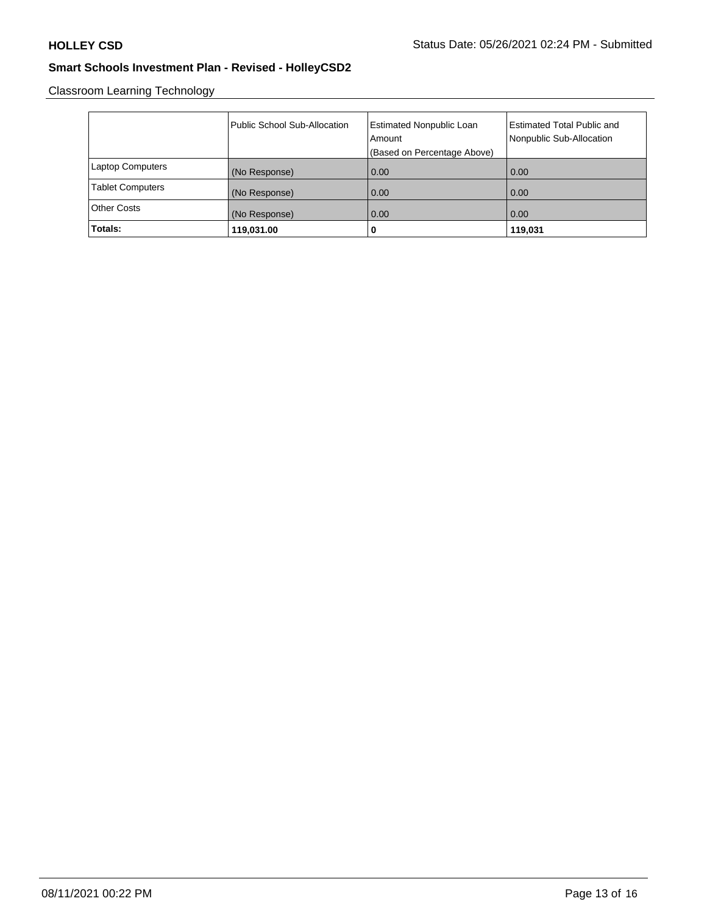Classroom Learning Technology

| | Public School Sub-Allocation | Estimated Nonpublic Loan Amount (Based on Percentage Above) | Estimated Total Public and Nonpublic Sub-Allocation |
|---|---|---|---|
| Laptop Computers | (No Response) | 0.00 | 0.00 |
| Tablet Computers | (No Response) | 0.00 | 0.00 |
| Other Costs | (No Response) | 0.00 | 0.00 |
| **Totals:** | **119,031.00** | **0** | **119,031** |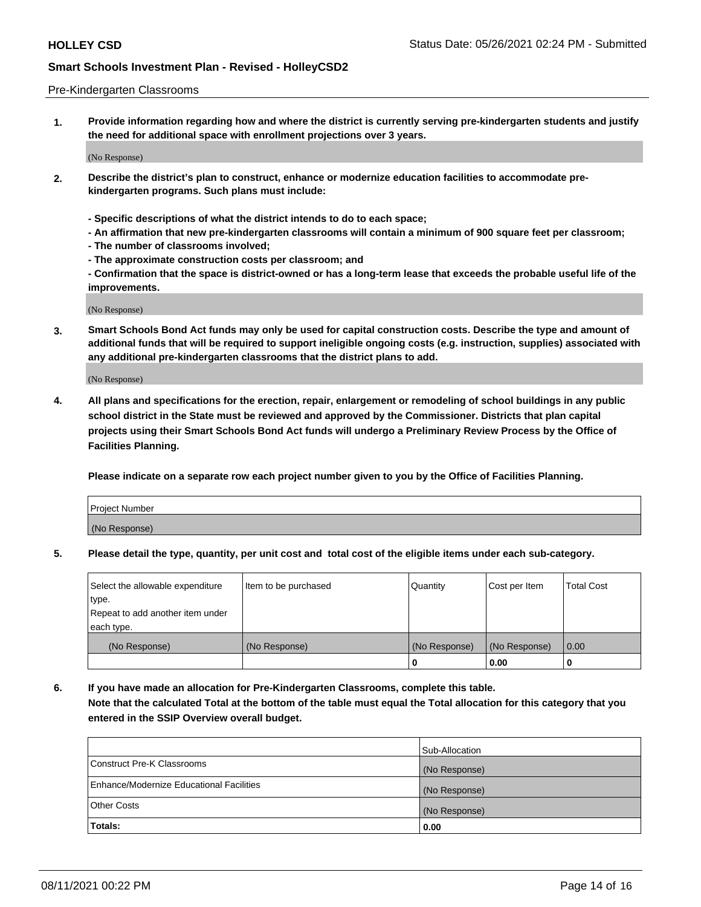Pre-Kindergarten Classrooms

**1. Provide information regarding how and where the district is currently serving pre-kindergarten students and justify the need for additional space with enrollment projections over 3 years.**

(No Response)

**2. Describe the district's plan to construct, enhance or modernize education facilities to accommodate pre-kindergarten programs. Such plans must include:**

**- Specific descriptions of what the district intends to do to each space;**
**- An affirmation that new pre-kindergarten classrooms will contain a minimum of 900 square feet per classroom;**
**- The number of classrooms involved;**
**- The approximate construction costs per classroom; and**
**- Confirmation that the space is district-owned or has a long-term lease that exceeds the probable useful life of the improvements.**

(No Response)

**3. Smart Schools Bond Act funds may only be used for capital construction costs. Describe the type and amount of additional funds that will be required to support ineligible ongoing costs (e.g. instruction, supplies) associated with any additional pre-kindergarten classrooms that the district plans to add.**

(No Response)

**4. All plans and specifications for the erection, repair, enlargement or remodeling of school buildings in any public school district in the State must be reviewed and approved by the Commissioner. Districts that plan capital projects using their Smart Schools Bond Act funds will undergo a Preliminary Review Process by the Office of Facilities Planning.**

**Please indicate on a separate row each project number given to you by the Office of Facilities Planning.**

| Project Number |
|---|
| (No Response) |

**5. Please detail the type, quantity, per unit cost and total cost of the eligible items under each sub-category.**

| Select the allowable expenditure type. Repeat to add another item under each type. | Item to be purchased | Quantity | Cost per Item | Total Cost |
|---|---|---|---|---|
| (No Response) | (No Response) | (No Response) | (No Response) | 0.00 |
| | | 0 | 0.00 | 0 |

**6. If you have made an allocation for Pre-Kindergarten Classrooms, complete this table. Note that the calculated Total at the bottom of the table must equal the Total allocation for this category that you entered in the SSIP Overview overall budget.**

| | Sub-Allocation |
|---|---|
| Construct Pre-K Classrooms | (No Response) |
| Enhance/Modernize Educational Facilities | (No Response) |
| Other Costs | (No Response) |
| **Totals:** | **0.00** |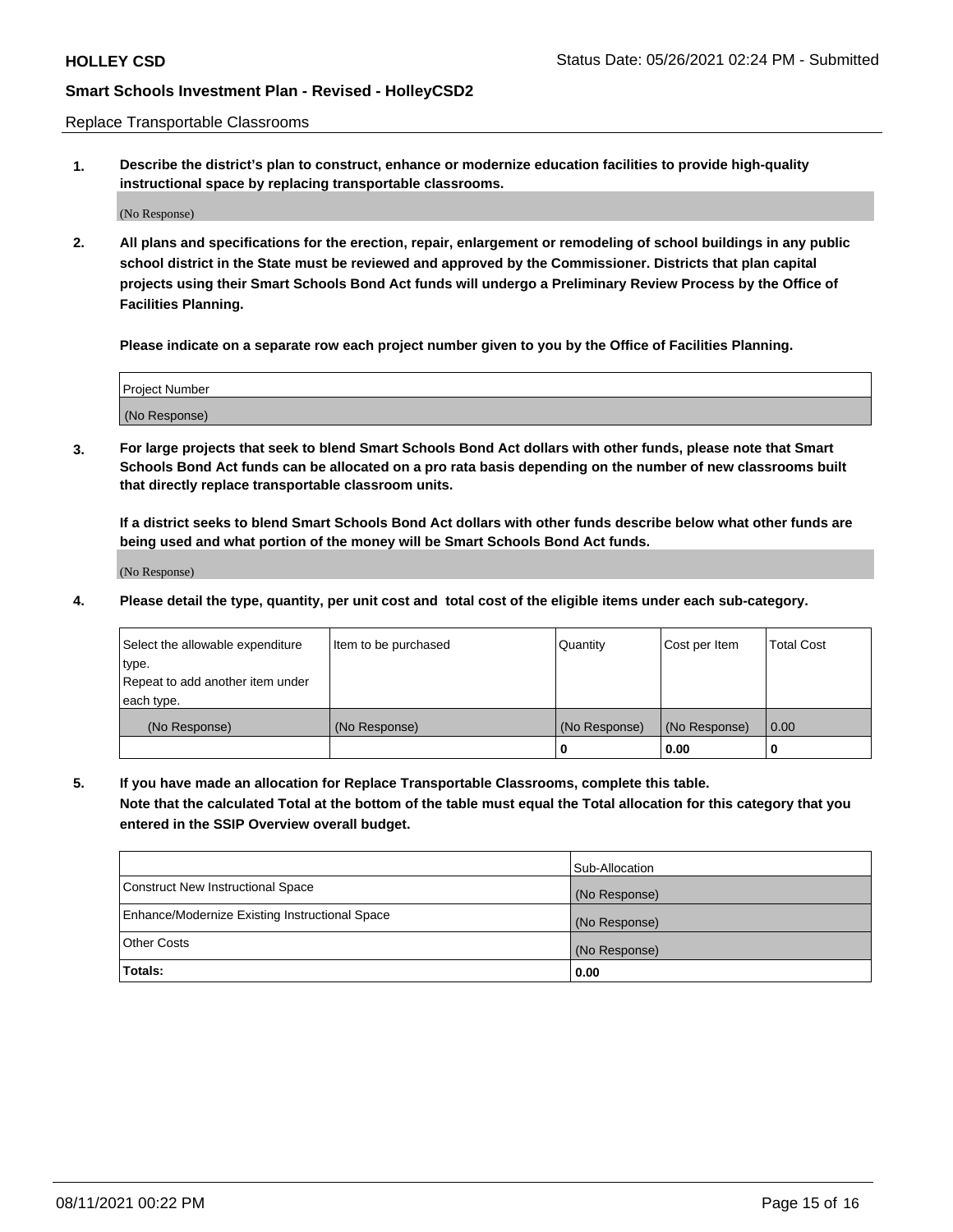Replace Transportable Classrooms

**1. Describe the district's plan to construct, enhance or modernize education facilities to provide high-quality instructional space by replacing transportable classrooms.**

(No Response)

**2. All plans and specifications for the erection, repair, enlargement or remodeling of school buildings in any public school district in the State must be reviewed and approved by the Commissioner. Districts that plan capital projects using their Smart Schools Bond Act funds will undergo a Preliminary Review Process by the Office of Facilities Planning.**

**Please indicate on a separate row each project number given to you by the Office of Facilities Planning.**

| Project Number |
|---|
| (No Response) |

**3. For large projects that seek to blend Smart Schools Bond Act dollars with other funds, please note that Smart Schools Bond Act funds can be allocated on a pro rata basis depending on the number of new classrooms built that directly replace transportable classroom units.**

**If a district seeks to blend Smart Schools Bond Act dollars with other funds describe below what other funds are being used and what portion of the money will be Smart Schools Bond Act funds.**

(No Response)

**4. Please detail the type, quantity, per unit cost and total cost of the eligible items under each sub-category.**

| Select the allowable expenditure type. Repeat to add another item under each type. | Item to be purchased | Quantity | Cost per Item | Total Cost |
|---|---|---|---|---|
| (No Response) | (No Response) | (No Response) | (No Response) | 0.00 |
| | | 0 | 0.00 | 0 |

**5. If you have made an allocation for Replace Transportable Classrooms, complete this table. Note that the calculated Total at the bottom of the table must equal the Total allocation for this category that you entered in the SSIP Overview overall budget.**

| | Sub-Allocation |
|---|---|
| Construct New Instructional Space | (No Response) |
| Enhance/Modernize Existing Instructional Space | (No Response) |
| Other Costs | (No Response) |
| **Totals:** | **0.00** |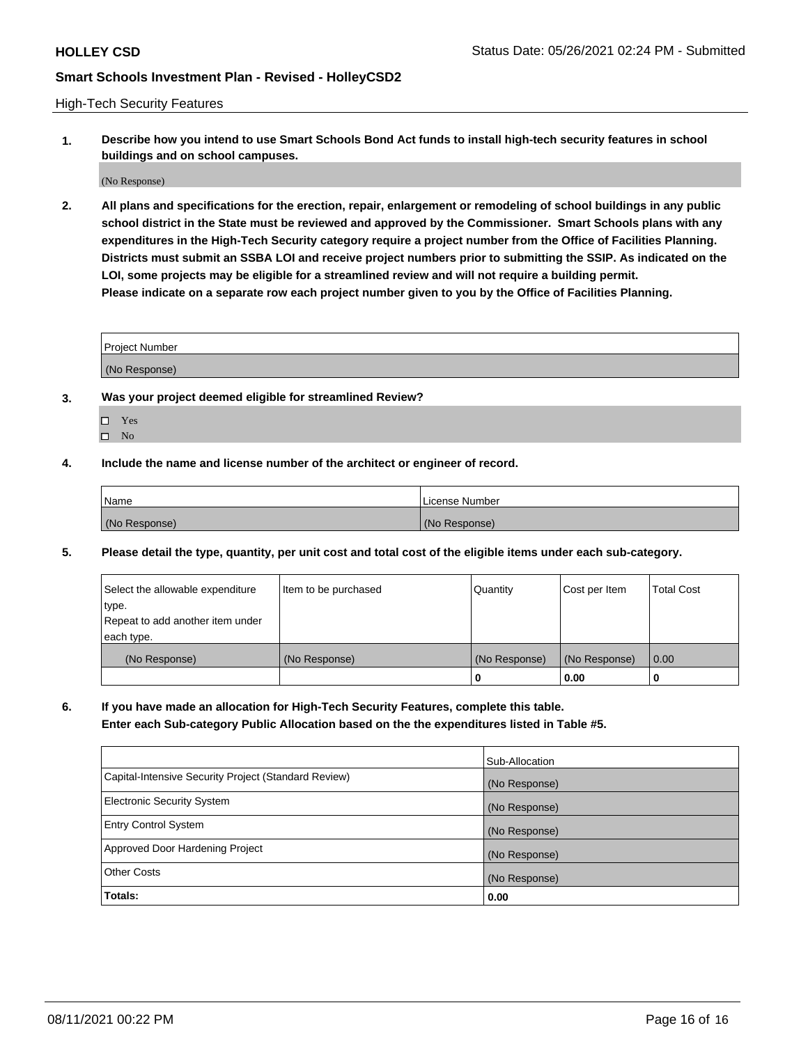High-Tech Security Features

**1. Describe how you intend to use Smart Schools Bond Act funds to install high-tech security features in school buildings and on school campuses.**

(No Response)

**2. All plans and specifications for the erection, repair, enlargement or remodeling of school buildings in any public school district in the State must be reviewed and approved by the Commissioner. Smart Schools plans with any expenditures in the High-Tech Security category require a project number from the Office of Facilities Planning. Districts must submit an SSBA LOI and receive project numbers prior to submitting the SSIP. As indicated on the LOI, some projects may be eligible for a streamlined review and will not require a building permit. Please indicate on a separate row each project number given to you by the Office of Facilities Planning.**

| Project Number |
| --- |
| (No Response) |

**3. Was your project deemed eligible for streamlined Review?**

☐ Yes
☐ No

**4. Include the name and license number of the architect or engineer of record.**

| Name | License Number |
| --- | --- |
| (No Response) | (No Response) |

**5. Please detail the type, quantity, per unit cost and total cost of the eligible items under each sub-category.**

| Select the allowable expenditure type. Repeat to add another item under each type. | Item to be purchased | Quantity | Cost per Item | Total Cost |
| --- | --- | --- | --- | --- |
| (No Response) | (No Response) | (No Response) | (No Response) | 0.00 |
| | | 0 | 0.00 | 0 |

**6. If you have made an allocation for High-Tech Security Features, complete this table. Enter each Sub-category Public Allocation based on the the expenditures listed in Table #5.**

| | Sub-Allocation |
| --- | --- |
| Capital-Intensive Security Project (Standard Review) | (No Response) |
| Electronic Security System | (No Response) |
| Entry Control System | (No Response) |
| Approved Door Hardening Project | (No Response) |
| Other Costs | (No Response) |
| **Totals:** | **0.00** |